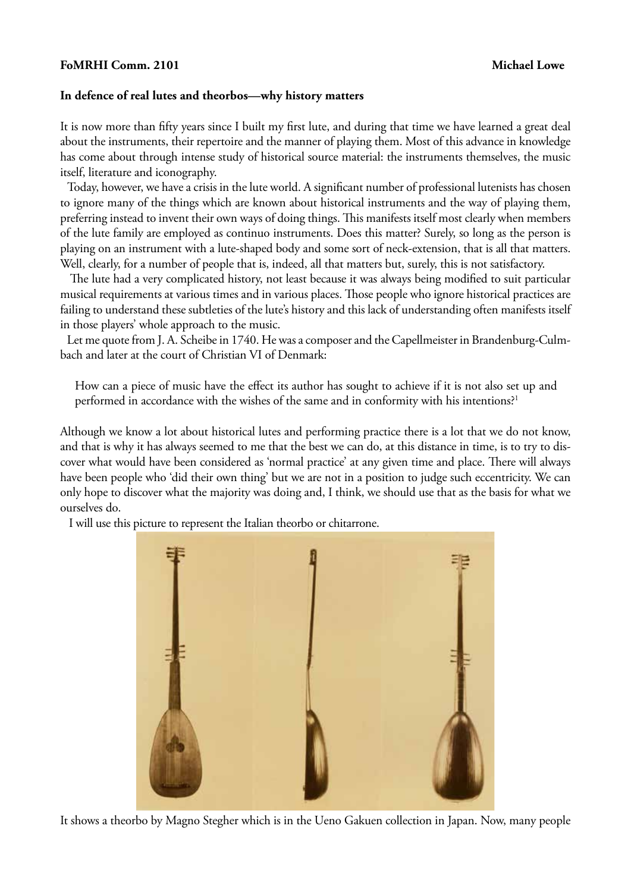**FoMRHI Comm. 2101** **Michael Lowe**

## In defence of real lutes and theorbos—why history matters

It is now more than fifty years since I built my first lute, and during that time we have learned a great deal about the instruments, their repertoire and the manner of playing them. Most of this advance in knowledge has come about through intense study of historical source material: the instruments themselves, the music itself, literature and iconography.

Today, however, we have a crisis in the lute world. A significant number of professional lutenists has chosen to ignore many of the things which are known about historical instruments and the way of playing them, preferring instead to invent their own ways of doing things. This manifests itself most clearly when members of the lute family are employed as continuo instruments. Does this matter? Surely, so long as the person is playing on an instrument with a lute-shaped body and some sort of neck-extension, that is all that matters. Well, clearly, for a number of people that is, indeed, all that matters but, surely, this is not satisfactory.

The lute had a very complicated history, not least because it was always being modified to suit particular musical requirements at various times and in various places. Those people who ignore historical practices are failing to understand these subtleties of the lute's history and this lack of understanding often manifests itself in those players' whole approach to the music.

Let me quote from J. A. Scheibe in 1740. He was a composer and the Capellmeister in Brandenburg-Culmbach and later at the court of Christian VI of Denmark:

> How can a piece of music have the effect its author has sought to achieve if it is not also set up and performed in accordance with the wishes of the same and in conformity with his intentions?[1]

Although we know a lot about historical lutes and performing practice there is a lot that we do not know, and that is why it has always seemed to me that the best we can do, at this distance in time, is to try to discover what would have been considered as 'normal practice' at any given time and place. There will always have been people who 'did their own thing' but we are not in a position to judge such eccentricity. We can only hope to discover what the majority was doing and, I think, we should use that as the basis for what we ourselves do.

I will use this picture to represent the Italian theorbo or chitarrone.

It shows a theorbo by Magno Stegher which is in the Ueno Gakuen collection in Japan. Now, many people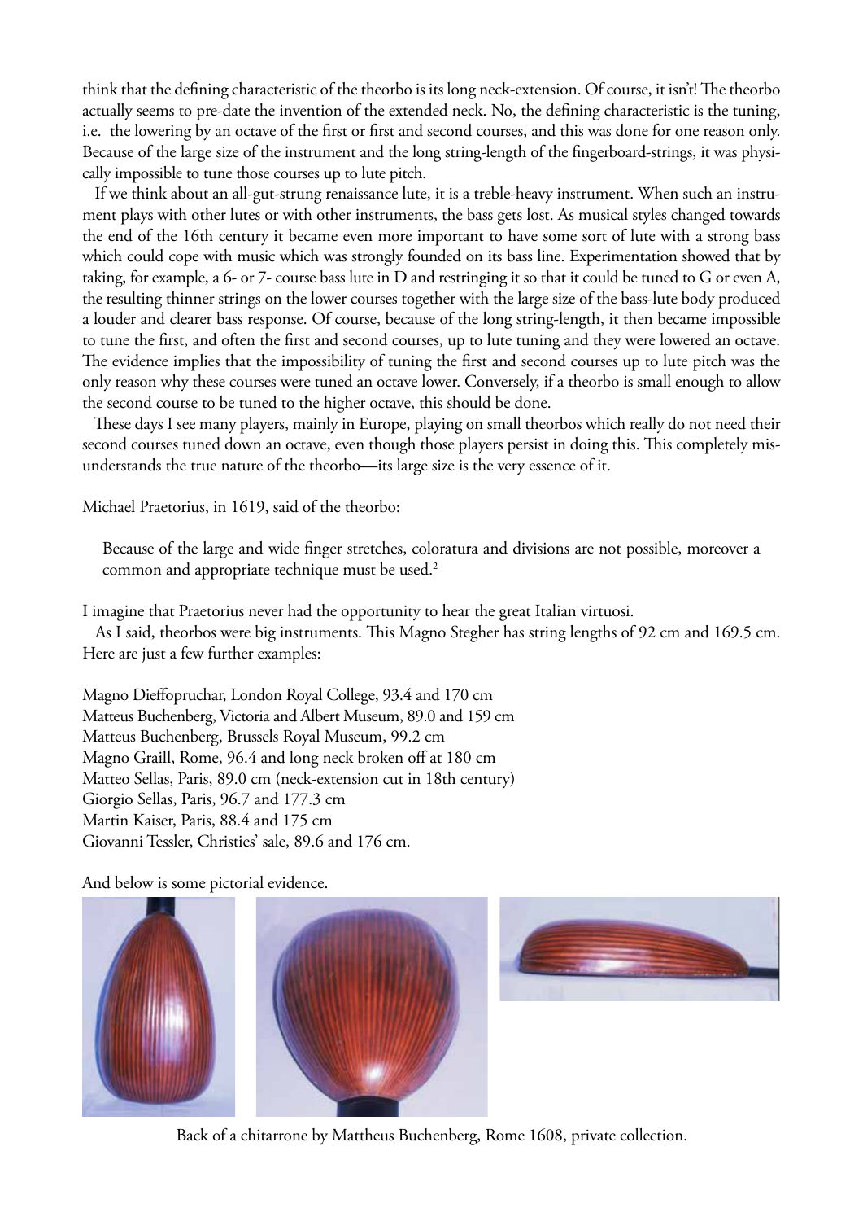think that the defining characteristic of the theorbo is its long neck-extension. Of course, it isn't! The theorbo actually seems to pre-date the invention of the extended neck. No, the defining characteristic is the tuning, i.e. the lowering by an octave of the first or first and second courses, and this was done for one reason only. Because of the large size of the instrument and the long string-length of the fingerboard-strings, it was physically impossible to tune those courses up to lute pitch.

If we think about an all-gut-strung renaissance lute, it is a treble-heavy instrument. When such an instrument plays with other lutes or with other instruments, the bass gets lost. As musical styles changed towards the end of the 16th century it became even more important to have some sort of lute with a strong bass which could cope with music which was strongly founded on its bass line. Experimentation showed that by taking, for example, a 6- or 7- course bass lute in D and restringing it so that it could be tuned to G or even A, the resulting thinner strings on the lower courses together with the large size of the bass-lute body produced a louder and clearer bass response. Of course, because of the long string-length, it then became impossible to tune the first, and often the first and second courses, up to lute tuning and they were lowered an octave. The evidence implies that the impossibility of tuning the first and second courses up to lute pitch was the only reason why these courses were tuned an octave lower. Conversely, if a theorbo is small enough to allow the second course to be tuned to the higher octave, this should be done.

These days I see many players, mainly in Europe, playing on small theorbos which really do not need their second courses tuned down an octave, even though those players persist in doing this. This completely misunderstands the true nature of the theorbo—its large size is the very essence of it.

Michael Praetorius, in 1619, said of the theorbo:

> Because of the large and wide finger stretches, coloratura and divisions are not possible, moreover a common and appropriate technique must be used.[2]

I imagine that Praetorius never had the opportunity to hear the great Italian virtuosi.

As I said, theorbos were big instruments. This Magno Stegher has string lengths of 92 cm and 169.5 cm. Here are just a few further examples:

Magno Dieffopruchar, London Royal College, 93.4 and 170 cm
Matteus Buchenberg, Victoria and Albert Museum, 89.0 and 159 cm
Matteus Buchenberg, Brussels Royal Museum, 99.2 cm
Magno Graill, Rome, 96.4 and long neck broken off at 180 cm
Matteo Sellas, Paris, 89.0 cm (neck-extension cut in 18th century)
Giorgio Sellas, Paris, 96.7 and 177.3 cm
Martin Kaiser, Paris, 88.4 and 175 cm
Giovanni Tessler, Christies' sale, 89.6 and 176 cm.

And below is some pictorial evidence.

Back of a chitarrone by Mattheus Buchenberg, Rome 1608, private collection.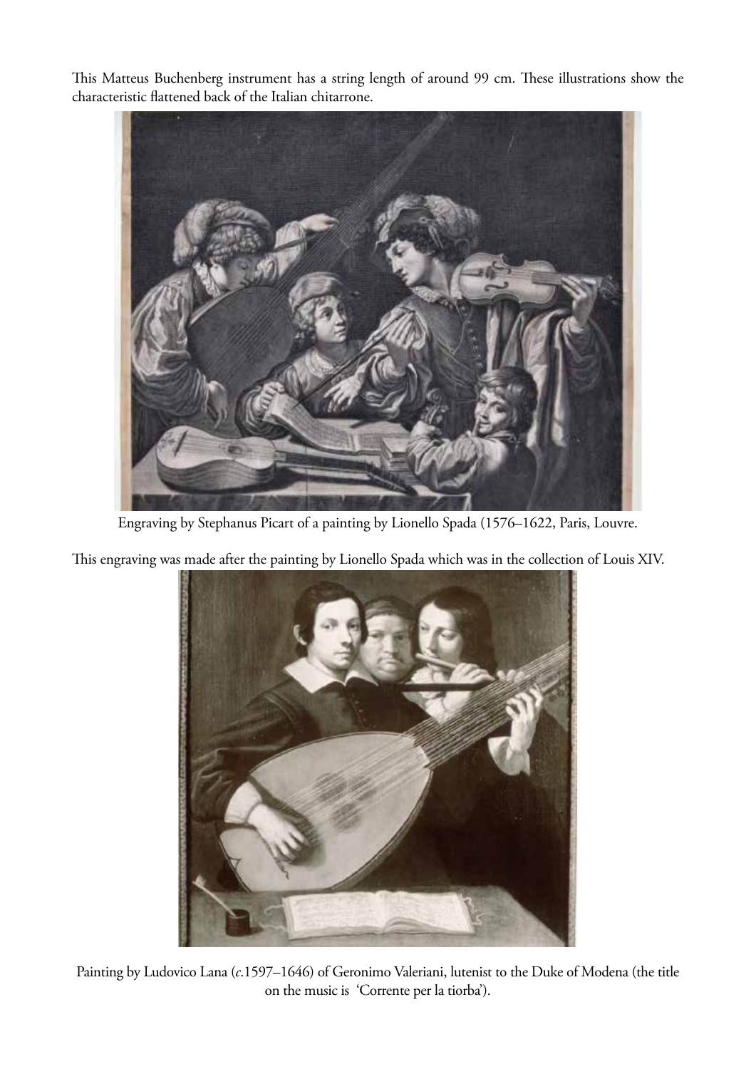This Matteus Buchenberg instrument has a string length of around 99 cm. These illustrations show the characteristic flattened back of the Italian chitarrone.

Engraving by Stephanus Picart of a painting by Lionello Spada (1576–1622, Paris, Louvre.

This engraving was made after the painting by Lionello Spada which was in the collection of Louis XIV.

Painting by Ludovico Lana (*c.*1597–1646) of Geronimo Valeriani, lutenist to the Duke of Modena (the title on the music is 'Corrente per la tiorba').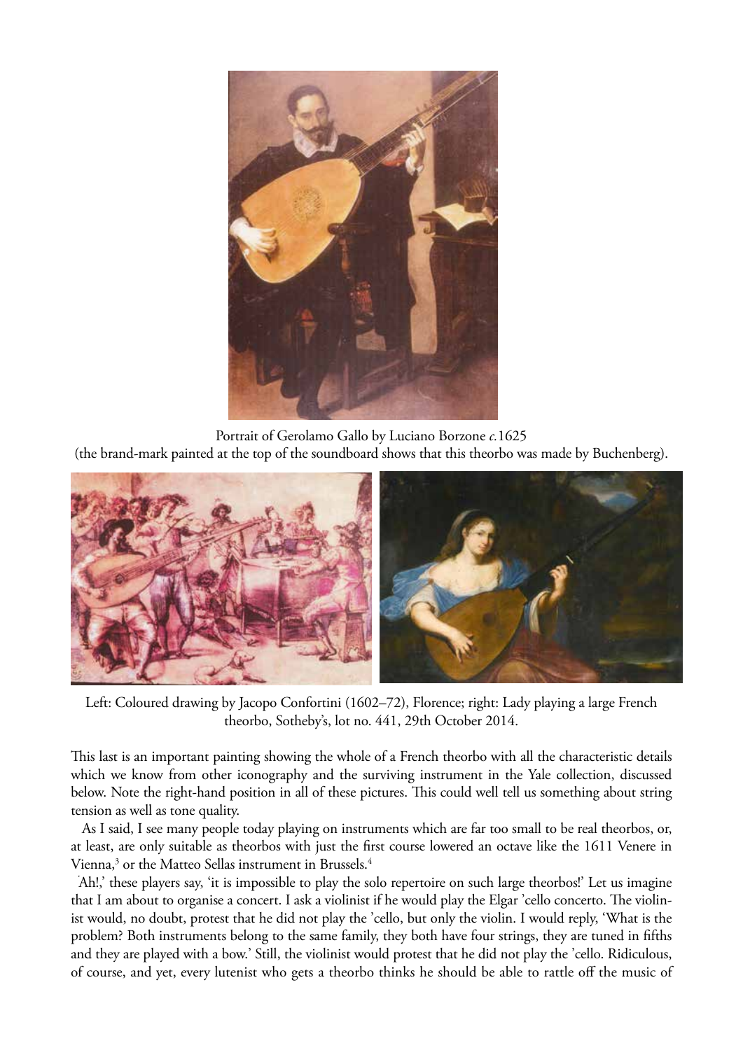Portrait of Gerolamo Gallo by Luciano Borzone *c.*1625
(the brand-mark painted at the top of the soundboard shows that this theorbo was made by Buchenberg).

Left: Coloured drawing by Jacopo Confortini (1602–72), Florence; right: Lady playing a large French theorbo, Sotheby's, lot no. 441, 29th October 2014.

This last is an important painting showing the whole of a French theorbo with all the characteristic details which we know from other iconography and the surviving instrument in the Yale collection, discussed below. Note the right-hand position in all of these pictures. This could well tell us something about string tension as well as tone quality.

As I said, I see many people today playing on instruments which are far too small to be real theorbos, or, at least, are only suitable as theorbos with just the first course lowered an octave like the 1611 Venere in Vienna,[3] or the Matteo Sellas instrument in Brussels.[4]

'Ah!,' these players say, 'it is impossible to play the solo repertoire on such large theorbos!' Let us imagine that I am about to organise a concert. I ask a violinist if he would play the Elgar 'cello concerto. The violinist would, no doubt, protest that he did not play the 'cello, but only the violin. I would reply, 'What is the problem? Both instruments belong to the same family, they both have four strings, they are tuned in fifths and they are played with a bow.' Still, the violinist would protest that he did not play the 'cello. Ridiculous, of course, and yet, every lutenist who gets a theorbo thinks he should be able to rattle off the music of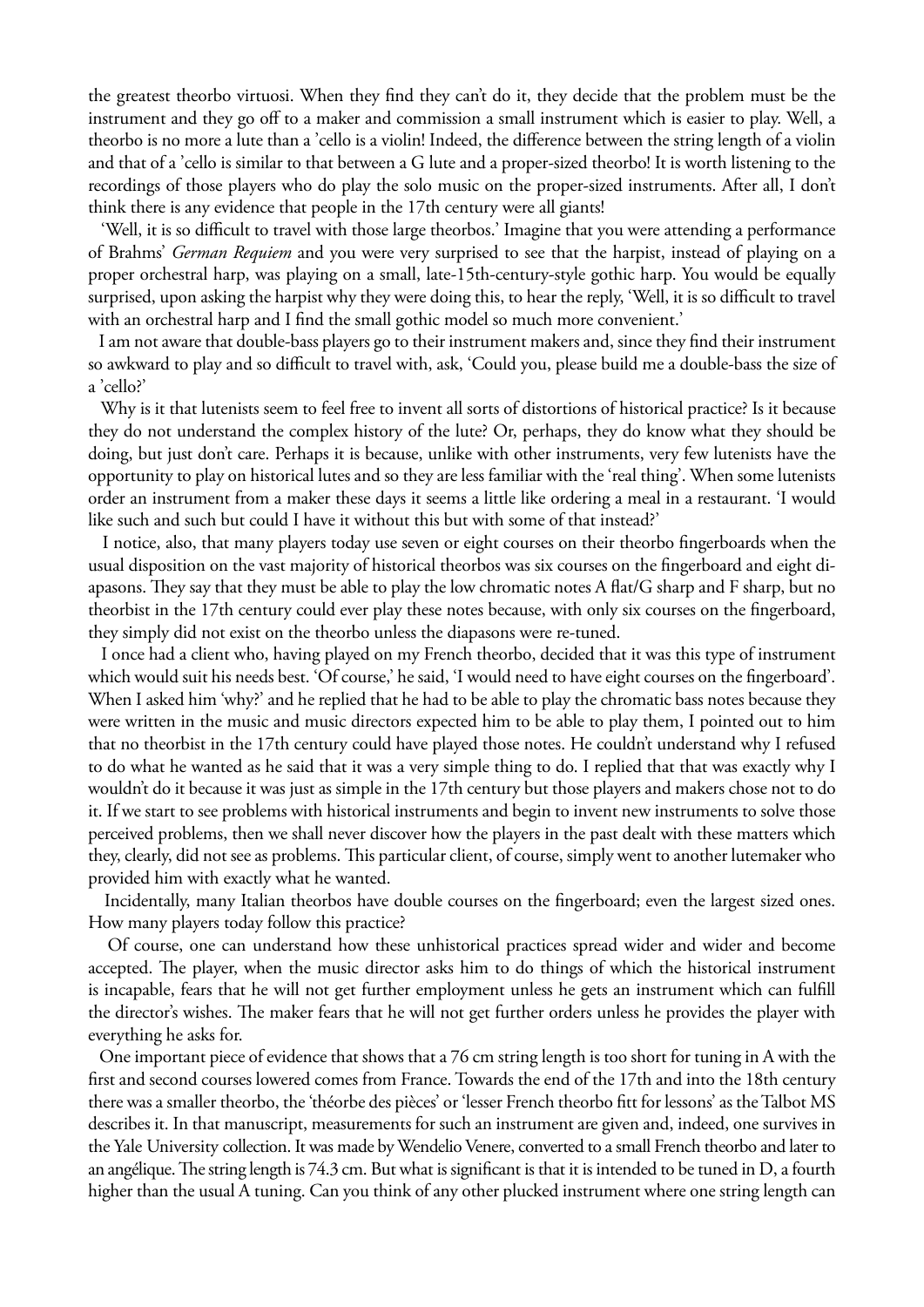the greatest theorbo virtuosi. When they find they can't do it, they decide that the problem must be the instrument and they go off to a maker and commission a small instrument which is easier to play. Well, a theorbo is no more a lute than a 'cello is a violin! Indeed, the difference between the string length of a violin and that of a 'cello is similar to that between a G lute and a proper-sized theorbo! It is worth listening to the recordings of those players who do play the solo music on the proper-sized instruments. After all, I don't think there is any evidence that people in the 17th century were all giants!

'Well, it is so difficult to travel with those large theorbos.' Imagine that you were attending a performance of Brahms' *German Requiem* and you were very surprised to see that the harpist, instead of playing on a proper orchestral harp, was playing on a small, late-15th-century-style gothic harp. You would be equally surprised, upon asking the harpist why they were doing this, to hear the reply, 'Well, it is so difficult to travel with an orchestral harp and I find the small gothic model so much more convenient.'

I am not aware that double-bass players go to their instrument makers and, since they find their instrument so awkward to play and so difficult to travel with, ask, 'Could you, please build me a double-bass the size of a 'cello?'

Why is it that lutenists seem to feel free to invent all sorts of distortions of historical practice? Is it because they do not understand the complex history of the lute? Or, perhaps, they do know what they should be doing, but just don't care. Perhaps it is because, unlike with other instruments, very few lutenists have the opportunity to play on historical lutes and so they are less familiar with the 'real thing'. When some lutenists order an instrument from a maker these days it seems a little like ordering a meal in a restaurant. 'I would like such and such but could I have it without this but with some of that instead?'

I notice, also, that many players today use seven or eight courses on their theorbo fingerboards when the usual disposition on the vast majority of historical theorbos was six courses on the fingerboard and eight diapasons. They say that they must be able to play the low chromatic notes A flat/G sharp and F sharp, but no theorbist in the 17th century could ever play these notes because, with only six courses on the fingerboard, they simply did not exist on the theorbo unless the diapasons were re-tuned.

I once had a client who, having played on my French theorbo, decided that it was this type of instrument which would suit his needs best. 'Of course,' he said, 'I would need to have eight courses on the fingerboard'. When I asked him 'why?' and he replied that he had to be able to play the chromatic bass notes because they were written in the music and music directors expected him to be able to play them, I pointed out to him that no theorbist in the 17th century could have played those notes. He couldn't understand why I refused to do what he wanted as he said that it was a very simple thing to do. I replied that that was exactly why I wouldn't do it because it was just as simple in the 17th century but those players and makers chose not to do it. If we start to see problems with historical instruments and begin to invent new instruments to solve those perceived problems, then we shall never discover how the players in the past dealt with these matters which they, clearly, did not see as problems. This particular client, of course, simply went to another lutemaker who provided him with exactly what he wanted.

Incidentally, many Italian theorbos have double courses on the fingerboard; even the largest sized ones. How many players today follow this practice?

Of course, one can understand how these unhistorical practices spread wider and wider and become accepted. The player, when the music director asks him to do things of which the historical instrument is incapable, fears that he will not get further employment unless he gets an instrument which can fulfill the director's wishes. The maker fears that he will not get further orders unless he provides the player with everything he asks for.

One important piece of evidence that shows that a 76 cm string length is too short for tuning in A with the first and second courses lowered comes from France. Towards the end of the 17th and into the 18th century there was a smaller theorbo, the 'théorbe des pièces' or 'lesser French theorbo fitt for lessons' as the Talbot MS describes it. In that manuscript, measurements for such an instrument are given and, indeed, one survives in the Yale University collection. It was made by Wendelio Venere, converted to a small French theorbo and later to an angélique. The string length is 74.3 cm. But what is significant is that it is intended to be tuned in D, a fourth higher than the usual A tuning. Can you think of any other plucked instrument where one string length can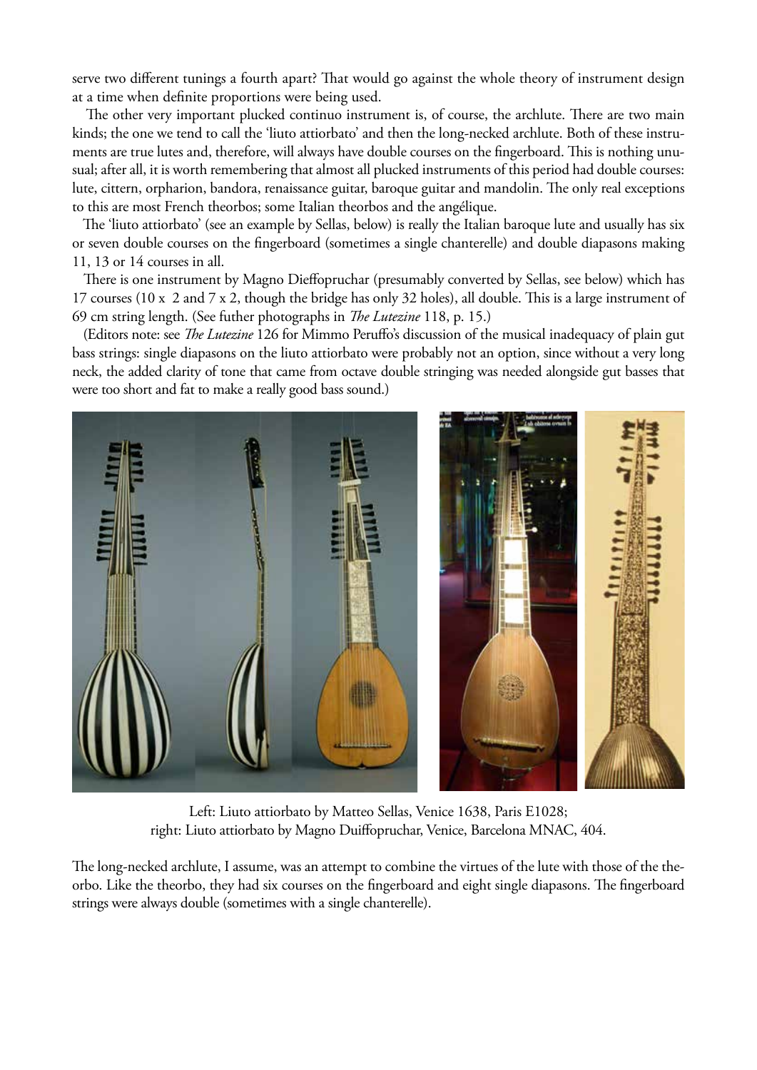serve two different tunings a fourth apart? That would go against the whole theory of instrument design at a time when definite proportions were being used.

The other very important plucked continuo instrument is, of course, the archlute. There are two main kinds; the one we tend to call the 'liuto attiorbato' and then the long-necked archlute. Both of these instruments are true lutes and, therefore, will always have double courses on the fingerboard. This is nothing unusual; after all, it is worth remembering that almost all plucked instruments of this period had double courses: lute, cittern, orpharion, bandora, renaissance guitar, baroque guitar and mandolin. The only real exceptions to this are most French theorbos; some Italian theorbos and the angélique.

The 'liuto attiorbato' (see an example by Sellas, below) is really the Italian baroque lute and usually has six or seven double courses on the fingerboard (sometimes a single chanterelle) and double diapasons making 11, 13 or 14 courses in all.

There is one instrument by Magno Dieffopruchar (presumably converted by Sellas, see below) which has 17 courses (10 x 2 and 7 x 2, though the bridge has only 32 holes), all double. This is a large instrument of 69 cm string length. (See futher photographs in *The Lutezine* 118, p. 15.)

(Editors note: see *The Lutezine* 126 for Mimmo Peruffo's discussion of the musical inadequacy of plain gut bass strings: single diapasons on the liuto attiorbato were probably not an option, since without a very long neck, the added clarity of tone that came from octave double stringing was needed alongside gut basses that were too short and fat to make a really good bass sound.)

Left: Liuto attiorbato by Matteo Sellas, Venice 1638, Paris E1028;
right: Liuto attiorbato by Magno Duiffopruchar, Venice, Barcelona MNAC, 404.

The long-necked archlute, I assume, was an attempt to combine the virtues of the lute with those of the theorbo. Like the theorbo, they had six courses on the fingerboard and eight single diapasons. The fingerboard strings were always double (sometimes with a single chanterelle).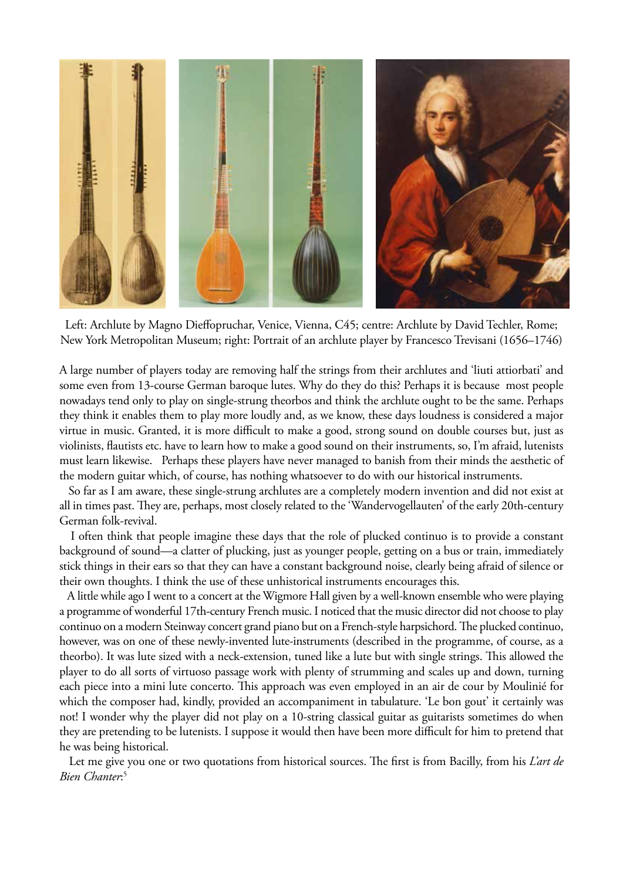Left: Archlute by Magno Dieffopruchar, Venice, Vienna, C45; centre: Archlute by David Techler, Rome; New York Metropolitan Museum; right: Portrait of an archlute player by Francesco Trevisani (1656–1746)

A large number of players today are removing half the strings from their archlutes and 'liuti attiorbati' and some even from 13-course German baroque lutes. Why do they do this? Perhaps it is because most people nowadays tend only to play on single-strung theorbos and think the archlute ought to be the same. Perhaps they think it enables them to play more loudly and, as we know, these days loudness is considered a major virtue in music. Granted, it is more difficult to make a good, strong sound on double courses but, just as violinists, flautists etc. have to learn how to make a good sound on their instruments, so, I'm afraid, lutenists must learn likewise. Perhaps these players have never managed to banish from their minds the aesthetic of the modern guitar which, of course, has nothing whatsoever to do with our historical instruments.

So far as I am aware, these single-strung archlutes are a completely modern invention and did not exist at all in times past. They are, perhaps, most closely related to the 'Wandervogellauten' of the early 20th-century German folk-revival.

I often think that people imagine these days that the role of plucked continuo is to provide a constant background of sound—a clatter of plucking, just as younger people, getting on a bus or train, immediately stick things in their ears so that they can have a constant background noise, clearly being afraid of silence or their own thoughts. I think the use of these unhistorical instruments encourages this.

A little while ago I went to a concert at the Wigmore Hall given by a well-known ensemble who were playing a programme of wonderful 17th-century French music. I noticed that the music director did not choose to play continuo on a modern Steinway concert grand piano but on a French-style harpsichord. The plucked continuo, however, was on one of these newly-invented lute-instruments (described in the programme, of course, as a theorbo). It was lute sized with a neck-extension, tuned like a lute but with single strings. This allowed the player to do all sorts of virtuoso passage work with plenty of strumming and scales up and down, turning each piece into a mini lute concerto. This approach was even employed in an air de cour by Moulinié for which the composer had, kindly, provided an accompaniment in tabulature. 'Le bon gout' it certainly was not! I wonder why the player did not play on a 10-string classical guitar as guitarists sometimes do when they are pretending to be lutenists. I suppose it would then have been more difficult for him to pretend that he was being historical.

Let me give you one or two quotations from historical sources. The first is from Bacilly, from his *L'art de Bien Chanter*:[5]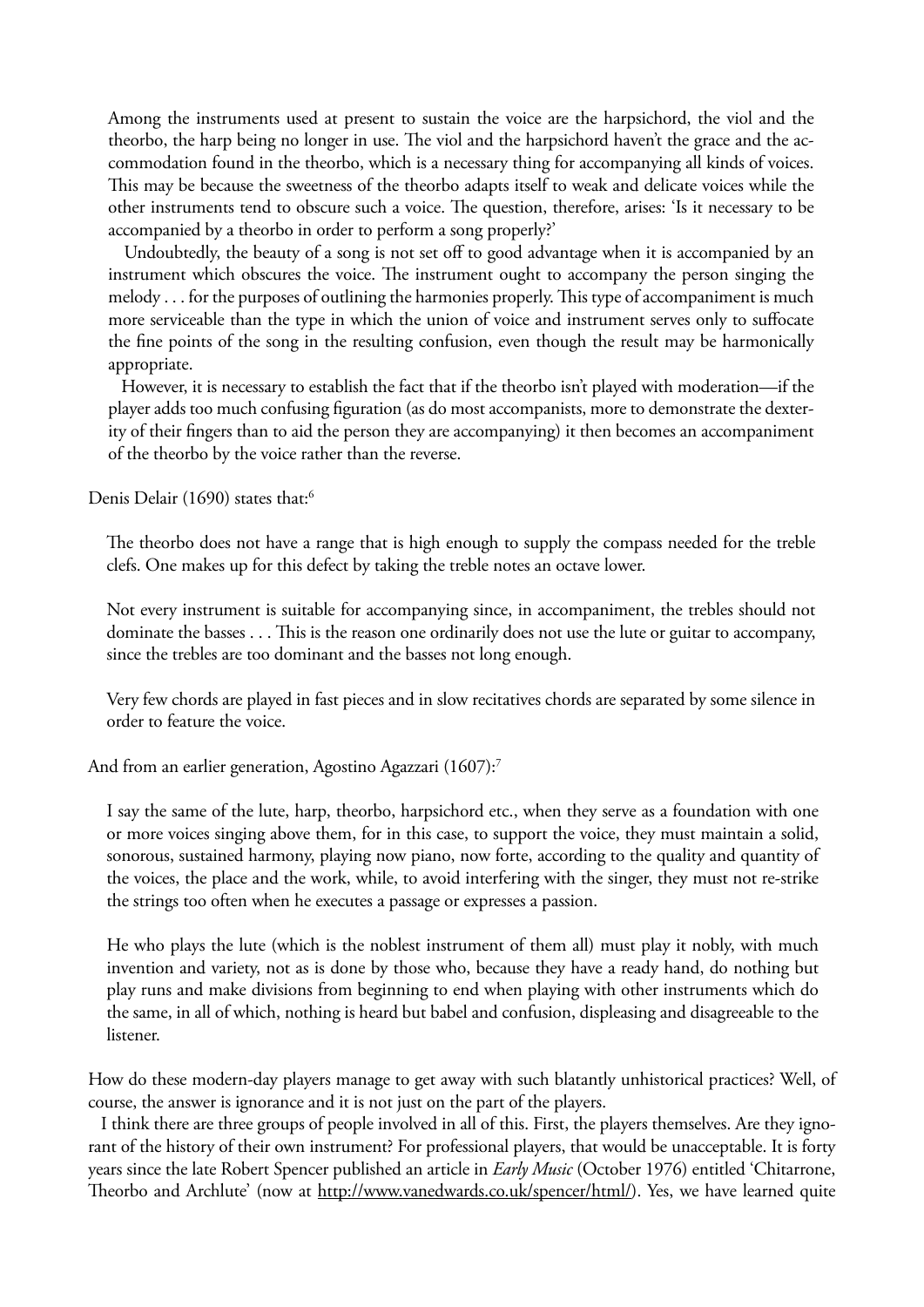> Among the instruments used at present to sustain the voice are the harpsichord, the viol and the theorbo, the harp being no longer in use. The viol and the harpsichord haven't the grace and the accommodation found in the theorbo, which is a necessary thing for accompanying all kinds of voices. This may be because the sweetness of the theorbo adapts itself to weak and delicate voices while the other instruments tend to obscure such a voice. The question, therefore, arises: 'Is it necessary to be accompanied by a theorbo in order to perform a song properly?'
>
> Undoubtedly, the beauty of a song is not set off to good advantage when it is accompanied by an instrument which obscures the voice. The instrument ought to accompany the person singing the melody . . . for the purposes of outlining the harmonies properly. This type of accompaniment is much more serviceable than the type in which the union of voice and instrument serves only to suffocate the fine points of the song in the resulting confusion, even though the result may be harmonically appropriate.
>
> However, it is necessary to establish the fact that if the theorbo isn't played with moderation—if the player adds too much confusing figuration (as do most accompanists, more to demonstrate the dexterity of their fingers than to aid the person they are accompanying) it then becomes an accompaniment of the theorbo by the voice rather than the reverse.

Denis Delair (1690) states that:[6]

> The theorbo does not have a range that is high enough to supply the compass needed for the treble clefs. One makes up for this defect by taking the treble notes an octave lower.
>
> Not every instrument is suitable for accompanying since, in accompaniment, the trebles should not dominate the basses . . . This is the reason one ordinarily does not use the lute or guitar to accompany, since the trebles are too dominant and the basses not long enough.
>
> Very few chords are played in fast pieces and in slow recitatives chords are separated by some silence in order to feature the voice.

And from an earlier generation, Agostino Agazzari (1607):[7]

> I say the same of the lute, harp, theorbo, harpsichord etc., when they serve as a foundation with one or more voices singing above them, for in this case, to support the voice, they must maintain a solid, sonorous, sustained harmony, playing now piano, now forte, according to the quality and quantity of the voices, the place and the work, while, to avoid interfering with the singer, they must not re-strike the strings too often when he executes a passage or expresses a passion.
>
> He who plays the lute (which is the noblest instrument of them all) must play it nobly, with much invention and variety, not as is done by those who, because they have a ready hand, do nothing but play runs and make divisions from beginning to end when playing with other instruments which do the same, in all of which, nothing is heard but babel and confusion, displeasing and disagreeable to the listener.

How do these modern-day players manage to get away with such blatantly unhistorical practices? Well, of course, the answer is ignorance and it is not just on the part of the players.

I think there are three groups of people involved in all of this. First, the players themselves. Are they ignorant of the history of their own instrument? For professional players, that would be unacceptable. It is forty years since the late Robert Spencer published an article in *Early Music* (October 1976) entitled 'Chitarrone, Theorbo and Archlute' (now at http://www.vanedwards.co.uk/spencer/html/). Yes, we have learned quite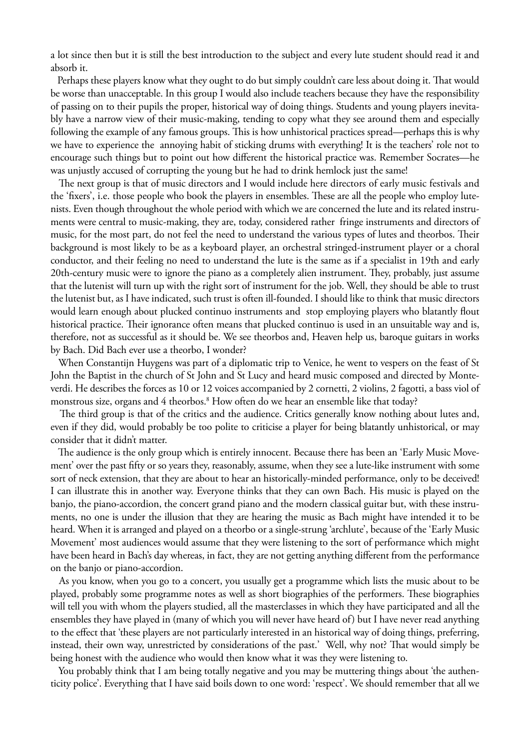a lot since then but it is still the best introduction to the subject and every lute student should read it and absorb it.

Perhaps these players know what they ought to do but simply couldn't care less about doing it. That would be worse than unacceptable. In this group I would also include teachers because they have the responsibility of passing on to their pupils the proper, historical way of doing things. Students and young players inevitably have a narrow view of their music-making, tending to copy what they see around them and especially following the example of any famous groups. This is how unhistorical practices spread—perhaps this is why we have to experience the annoying habit of sticking drums with everything! It is the teachers' role not to encourage such things but to point out how different the historical practice was. Remember Socrates—he was unjustly accused of corrupting the young but he had to drink hemlock just the same!

The next group is that of music directors and I would include here directors of early music festivals and the 'fixers', i.e. those people who book the players in ensembles. These are all the people who employ lutenists. Even though throughout the whole period with which we are concerned the lute and its related instruments were central to music-making, they are, today, considered rather fringe instruments and directors of music, for the most part, do not feel the need to understand the various types of lutes and theorbos. Their background is most likely to be as a keyboard player, an orchestral stringed-instrument player or a choral conductor, and their feeling no need to understand the lute is the same as if a specialist in 19th and early 20th-century music were to ignore the piano as a completely alien instrument. They, probably, just assume that the lutenist will turn up with the right sort of instrument for the job. Well, they should be able to trust the lutenist but, as I have indicated, such trust is often ill-founded. I should like to think that music directors would learn enough about plucked continuo instruments and stop employing players who blatantly flout historical practice. Their ignorance often means that plucked continuo is used in an unsuitable way and is, therefore, not as successful as it should be. We see theorbos and, Heaven help us, baroque guitars in works by Bach. Did Bach ever use a theorbo, I wonder?

When Constantijn Huygens was part of a diplomatic trip to Venice, he went to vespers on the feast of St John the Baptist in the church of St John and St Lucy and heard music composed and directed by Monteverdi. He describes the forces as 10 or 12 voices accompanied by 2 cornetti, 2 violins, 2 fagotti, a bass viol of monstrous size, organs and 4 theorbos.[8] How often do we hear an ensemble like that today?

The third group is that of the critics and the audience. Critics generally know nothing about lutes and, even if they did, would probably be too polite to criticise a player for being blatantly unhistorical, or may consider that it didn't matter.

The audience is the only group which is entirely innocent. Because there has been an 'Early Music Movement' over the past fifty or so years they, reasonably, assume, when they see a lute-like instrument with some sort of neck extension, that they are about to hear an historically-minded performance, only to be deceived! I can illustrate this in another way. Everyone thinks that they can own Bach. His music is played on the banjo, the piano-accordion, the concert grand piano and the modern classical guitar but, with these instruments, no one is under the illusion that they are hearing the music as Bach might have intended it to be heard. When it is arranged and played on a theorbo or a single-strung 'archlute', because of the 'Early Music Movement' most audiences would assume that they were listening to the sort of performance which might have been heard in Bach's day whereas, in fact, they are not getting anything different from the performance on the banjo or piano-accordion.

As you know, when you go to a concert, you usually get a programme which lists the music about to be played, probably some programme notes as well as short biographies of the performers. These biographies will tell you with whom the players studied, all the masterclasses in which they have participated and all the ensembles they have played in (many of which you will never have heard of) but I have never read anything to the effect that 'these players are not particularly interested in an historical way of doing things, preferring, instead, their own way, unrestricted by considerations of the past.' Well, why not? That would simply be being honest with the audience who would then know what it was they were listening to.

You probably think that I am being totally negative and you may be muttering things about 'the authenticity police'. Everything that I have said boils down to one word: 'respect'. We should remember that all we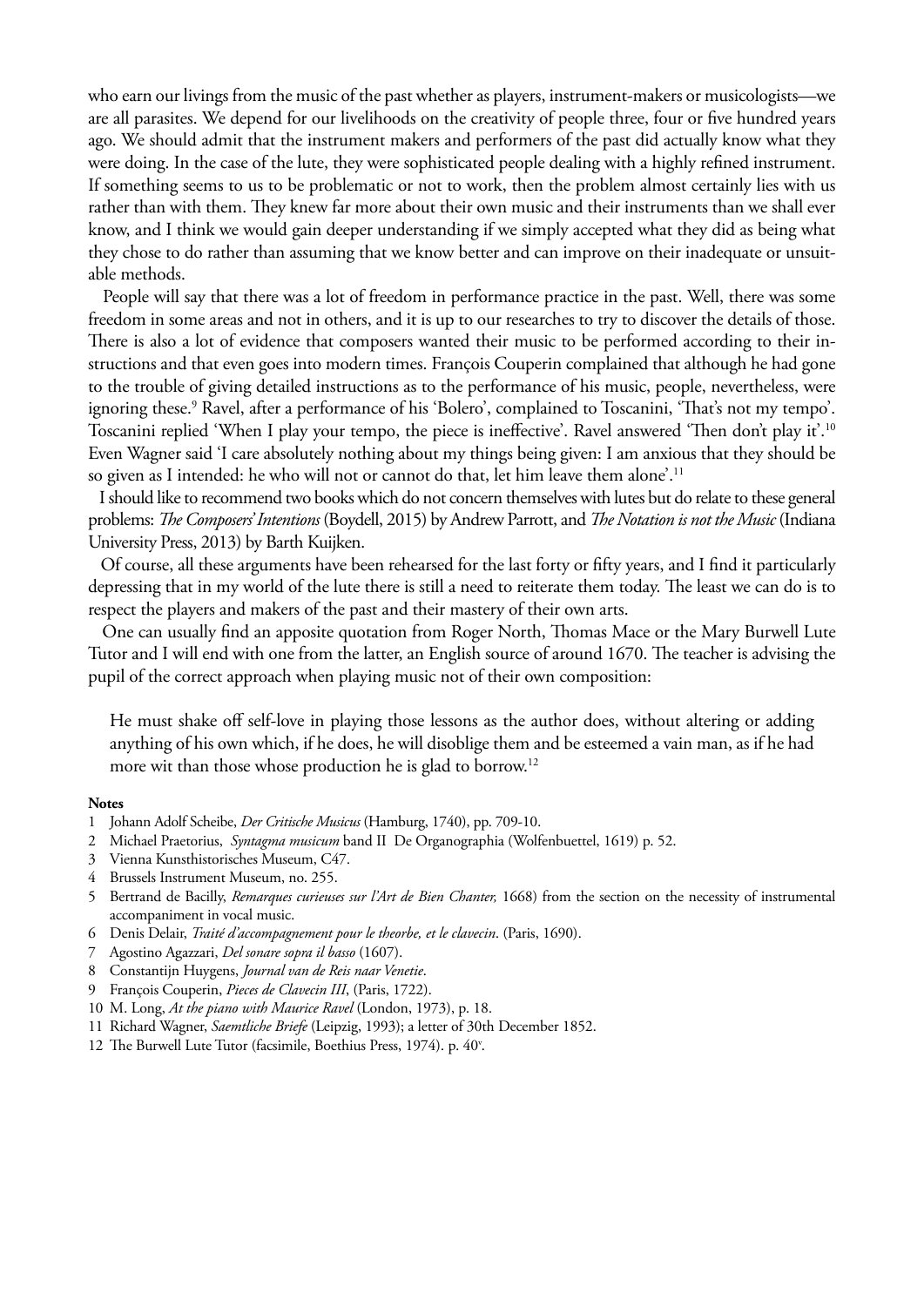who earn our livings from the music of the past whether as players, instrument-makers or musicologists—we are all parasites. We depend for our livelihoods on the creativity of people three, four or five hundred years ago. We should admit that the instrument makers and performers of the past did actually know what they were doing. In the case of the lute, they were sophisticated people dealing with a highly refined instrument. If something seems to us to be problematic or not to work, then the problem almost certainly lies with us rather than with them. They knew far more about their own music and their instruments than we shall ever know, and I think we would gain deeper understanding if we simply accepted what they did as being what they chose to do rather than assuming that we know better and can improve on their inadequate or unsuitable methods.

People will say that there was a lot of freedom in performance practice in the past. Well, there was some freedom in some areas and not in others, and it is up to our researches to try to discover the details of those. There is also a lot of evidence that composers wanted their music to be performed according to their instructions and that even goes into modern times. François Couperin complained that although he had gone to the trouble of giving detailed instructions as to the performance of his music, people, nevertheless, were ignoring these.[9] Ravel, after a performance of his 'Bolero', complained to Toscanini, 'That's not my tempo'. Toscanini replied 'When I play your tempo, the piece is ineffective'. Ravel answered 'Then don't play it'.[10] Even Wagner said 'I care absolutely nothing about my things being given: I am anxious that they should be so given as I intended: he who will not or cannot do that, let him leave them alone'.[11]

I should like to recommend two books which do not concern themselves with lutes but do relate to these general problems: *The Composers' Intentions* (Boydell, 2015) by Andrew Parrott, and *The Notation is not the Music* (Indiana University Press, 2013) by Barth Kuijken.

Of course, all these arguments have been rehearsed for the last forty or fifty years, and I find it particularly depressing that in my world of the lute there is still a need to reiterate them today. The least we can do is to respect the players and makers of the past and their mastery of their own arts.

One can usually find an apposite quotation from Roger North, Thomas Mace or the Mary Burwell Lute Tutor and I will end with one from the latter, an English source of around 1670. The teacher is advising the pupil of the correct approach when playing music not of their own composition:

> He must shake off self-love in playing those lessons as the author does, without altering or adding anything of his own which, if he does, he will disoblige them and be esteemed a vain man, as if he had more wit than those whose production he is glad to borrow.[12]

**Notes**

1 Johann Adolf Scheibe, *Der Critische Musicus* (Hamburg, 1740), pp. 709-10.
2 Michael Praetorius, *Syntagma musicum* band II De Organographia (Wolfenbuettel, 1619) p. 52.
3 Vienna Kunsthistorisches Museum, C47.
4 Brussels Instrument Museum, no. 255.
5 Bertrand de Bacilly, *Remarques curieuses sur l'Art de Bien Chanter,* 1668) from the section on the necessity of instrumental accompaniment in vocal music.
6 Denis Delair, *Traité d'accompagnement pour le theorbe, et le clavecin*. (Paris, 1690).
7 Agostino Agazzari, *Del sonare sopra il basso* (1607).
8 Constantijn Huygens, *Journal van de Reis naar Venetie*.
9 François Couperin, *Pieces de Clavecin III*, (Paris, 1722).
10 M. Long, *At the piano with Maurice Ravel* (London, 1973), p. 18.
11 Richard Wagner, *Saemtliche Briefe* (Leipzig, 1993); a letter of 30th December 1852.
12 The Burwell Lute Tutor (facsimile, Boethius Press, 1974). p. 40v.